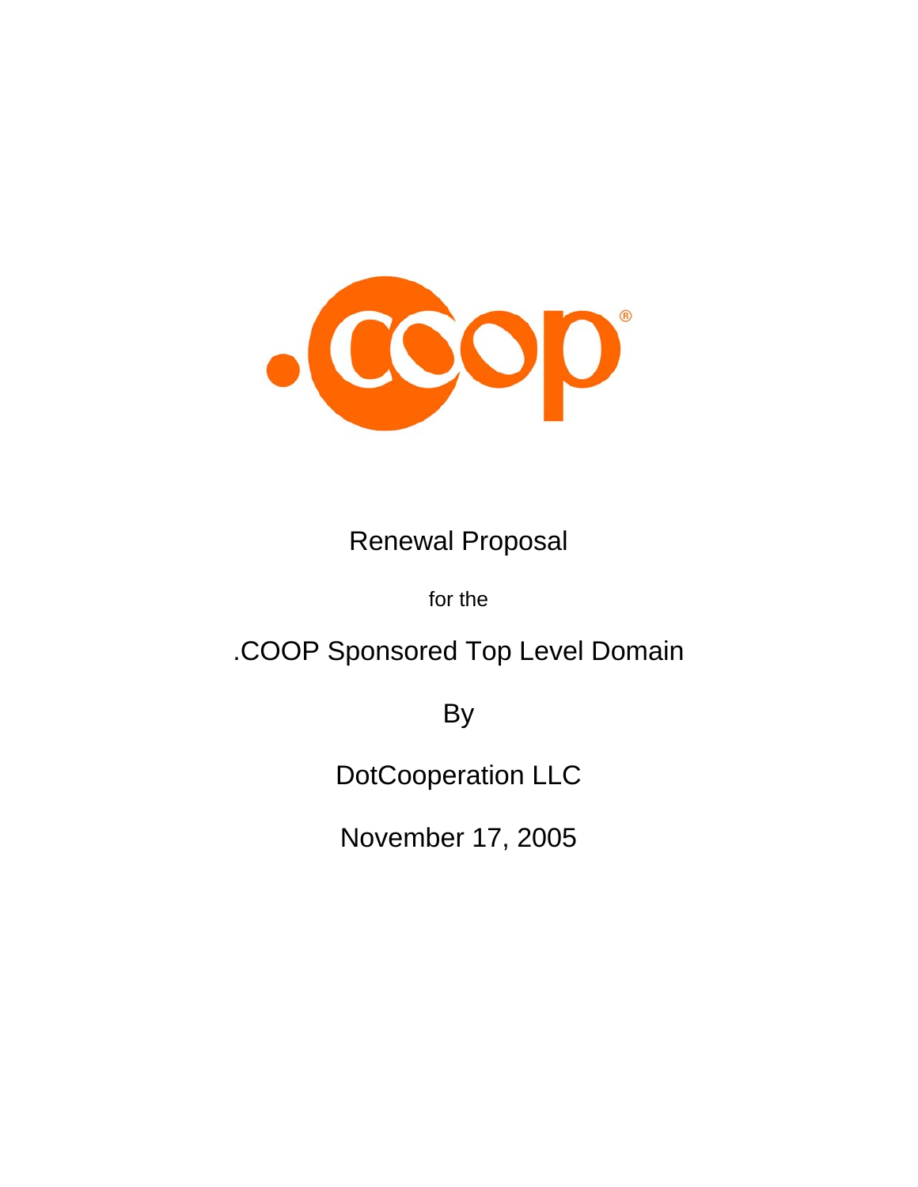Renewal Proposal

for the

.COOP Sponsored Top Level Domain

By

DotCooperation LLC

November 17, 2005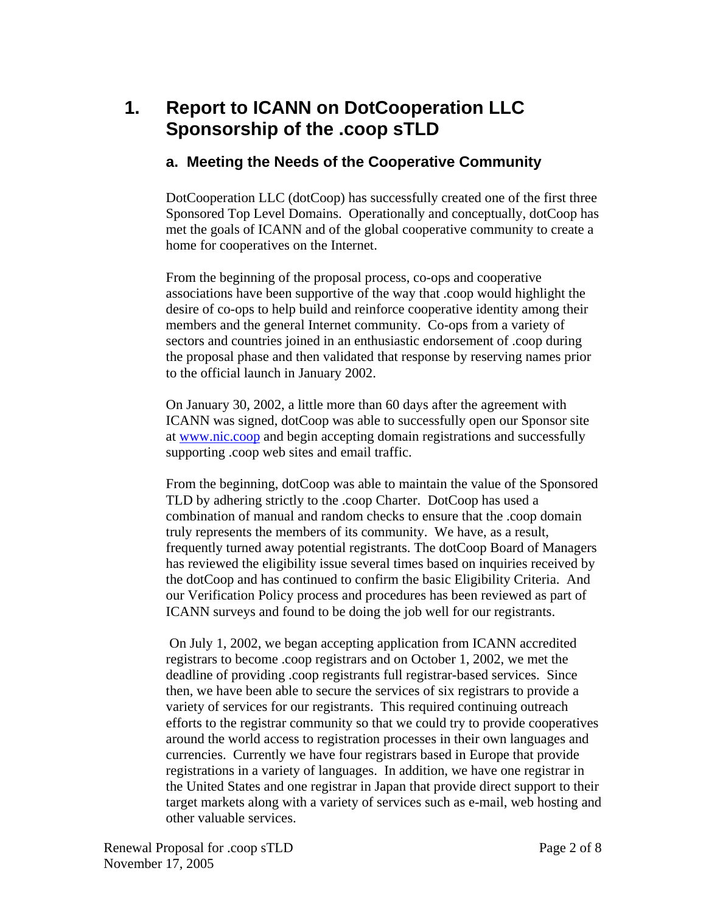# 1. Report to ICANN on DotCooperation LLC Sponsorship of the .coop sTLD

## a. Meeting the Needs of the Cooperative Community

DotCooperation LLC (dotCoop) has successfully created one of the first three Sponsored Top Level Domains. Operationally and conceptually, dotCoop has met the goals of ICANN and of the global cooperative community to create a home for cooperatives on the Internet.

From the beginning of the proposal process, co-ops and cooperative associations have been supportive of the way that .coop would highlight the desire of co-ops to help build and reinforce cooperative identity among their members and the general Internet community. Co-ops from a variety of sectors and countries joined in an enthusiastic endorsement of .coop during the proposal phase and then validated that response by reserving names prior to the official launch in January 2002.

On January 30, 2002, a little more than 60 days after the agreement with ICANN was signed, dotCoop was able to successfully open our Sponsor site at [www.nic.coop](www.nic.coop) and begin accepting domain registrations and successfully supporting .coop web sites and email traffic.

From the beginning, dotCoop was able to maintain the value of the Sponsored TLD by adhering strictly to the .coop Charter. DotCoop has used a combination of manual and random checks to ensure that the .coop domain truly represents the members of its community. We have, as a result, frequently turned away potential registrants. The dotCoop Board of Managers has reviewed the eligibility issue several times based on inquiries received by the dotCoop and has continued to confirm the basic Eligibility Criteria. And our Verification Policy process and procedures has been reviewed as part of ICANN surveys and found to be doing the job well for our registrants.

On July 1, 2002, we began accepting application from ICANN accredited registrars to become .coop registrars and on October 1, 2002, we met the deadline of providing .coop registrants full registrar-based services. Since then, we have been able to secure the services of six registrars to provide a variety of services for our registrants. This required continuing outreach efforts to the registrar community so that we could try to provide cooperatives around the world access to registration processes in their own languages and currencies. Currently we have four registrars based in Europe that provide registrations in a variety of languages. In addition, we have one registrar in the United States and one registrar in Japan that provide direct support to their target markets along with a variety of services such as e-mail, web hosting and other valuable services.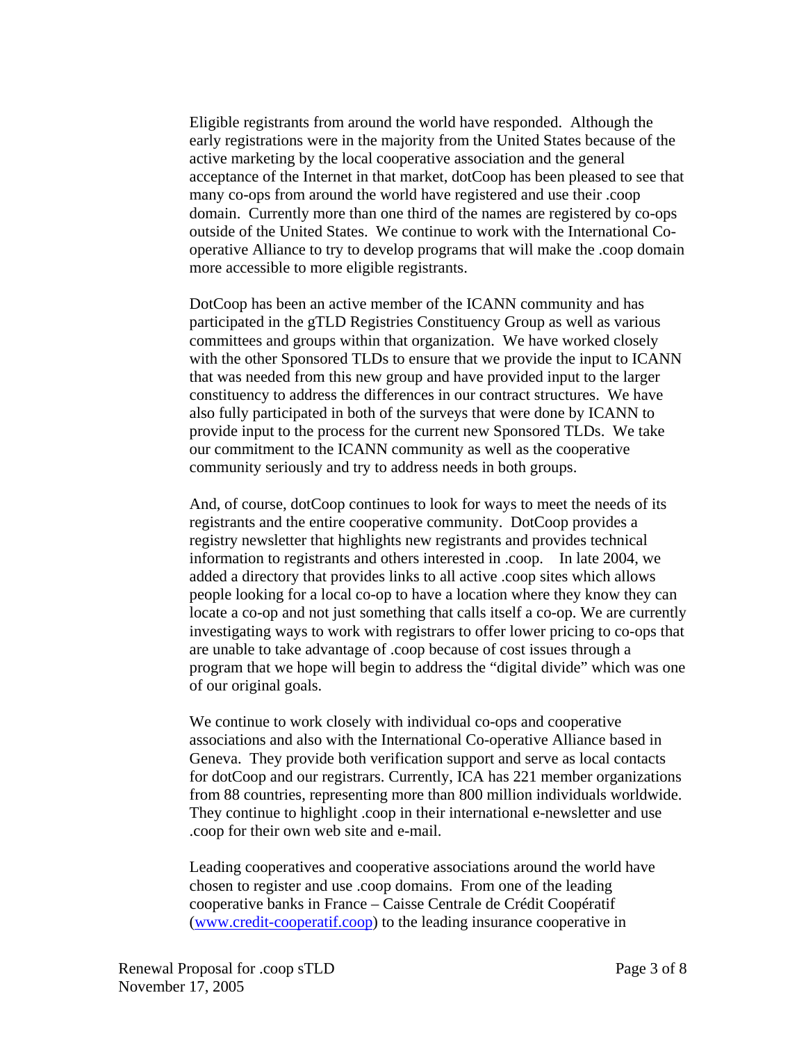Eligible registrants from around the world have responded. Although the early registrations were in the majority from the United States because of the active marketing by the local cooperative association and the general acceptance of the Internet in that market, dotCoop has been pleased to see that many co-ops from around the world have registered and use their .coop domain. Currently more than one third of the names are registered by co-ops outside of the United States. We continue to work with the International Co-operative Alliance to try to develop programs that will make the .coop domain more accessible to more eligible registrants.

DotCoop has been an active member of the ICANN community and has participated in the gTLD Registries Constituency Group as well as various committees and groups within that organization. We have worked closely with the other Sponsored TLDs to ensure that we provide the input to ICANN that was needed from this new group and have provided input to the larger constituency to address the differences in our contract structures. We have also fully participated in both of the surveys that were done by ICANN to provide input to the process for the current new Sponsored TLDs. We take our commitment to the ICANN community as well as the cooperative community seriously and try to address needs in both groups.

And, of course, dotCoop continues to look for ways to meet the needs of its registrants and the entire cooperative community. DotCoop provides a registry newsletter that highlights new registrants and provides technical information to registrants and others interested in .coop. In late 2004, we added a directory that provides links to all active .coop sites which allows people looking for a local co-op to have a location where they know they can locate a co-op and not just something that calls itself a co-op. We are currently investigating ways to work with registrars to offer lower pricing to co-ops that are unable to take advantage of .coop because of cost issues through a program that we hope will begin to address the "digital divide" which was one of our original goals.

We continue to work closely with individual co-ops and cooperative associations and also with the International Co-operative Alliance based in Geneva. They provide both verification support and serve as local contacts for dotCoop and our registrars. Currently, ICA has 221 member organizations from 88 countries, representing more than 800 million individuals worldwide. They continue to highlight .coop in their international e-newsletter and use .coop for their own web site and e-mail.

Leading cooperatives and cooperative associations around the world have chosen to register and use .coop domains. From one of the leading cooperative banks in France – Caisse Centrale de Crédit Coopératif ([www.credit-cooperatif.coop](http://www.credit-cooperatif.coop)) to the leading insurance cooperative in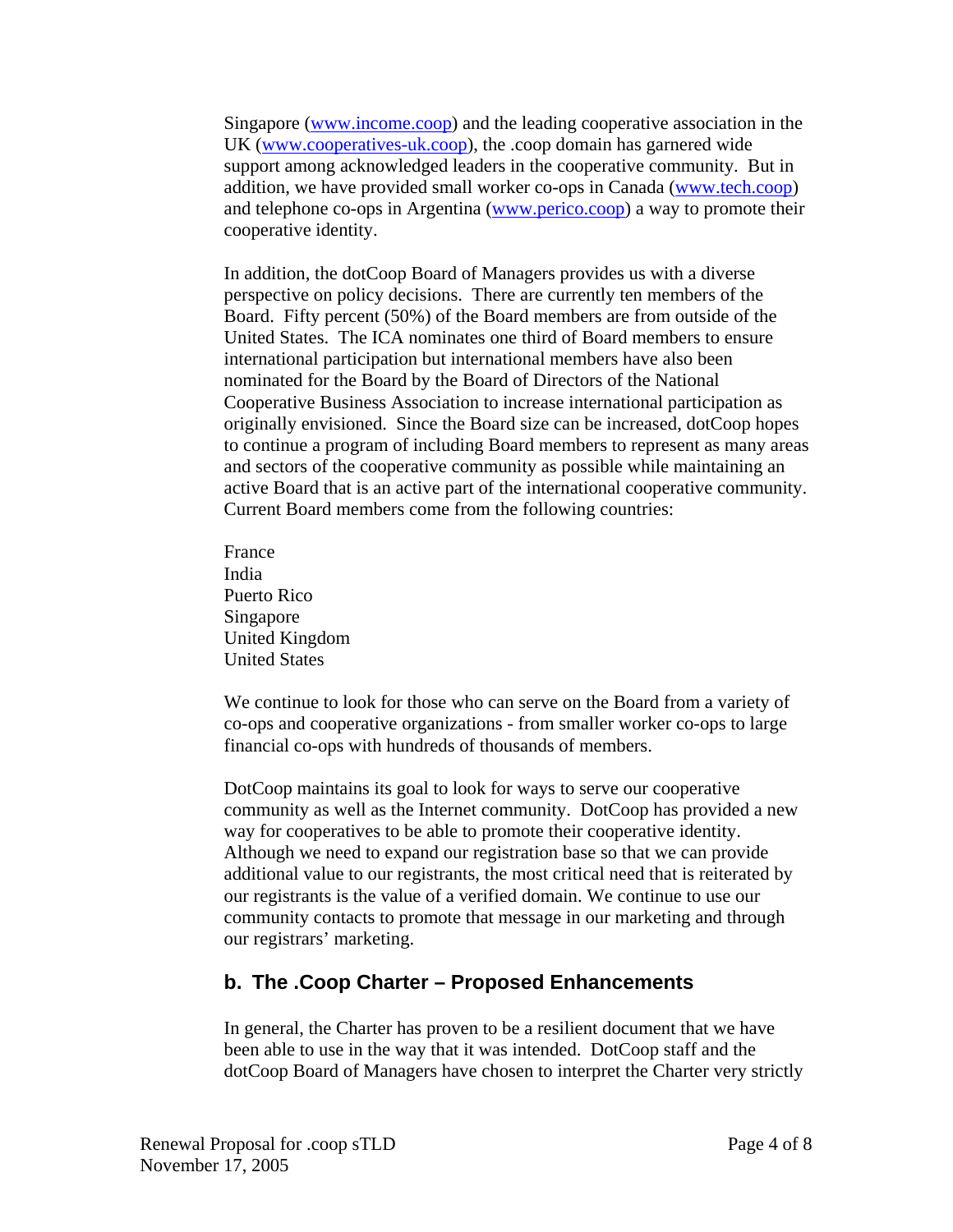Singapore (www.income.coop) and the leading cooperative association in the UK (www.cooperatives-uk.coop), the .coop domain has garnered wide support among acknowledged leaders in the cooperative community. But in addition, we have provided small worker co-ops in Canada (www.tech.coop) and telephone co-ops in Argentina (www.perico.coop) a way to promote their cooperative identity.

In addition, the dotCoop Board of Managers provides us with a diverse perspective on policy decisions. There are currently ten members of the Board. Fifty percent (50%) of the Board members are from outside of the United States. The ICA nominates one third of Board members to ensure international participation but international members have also been nominated for the Board by the Board of Directors of the National Cooperative Business Association to increase international participation as originally envisioned. Since the Board size can be increased, dotCoop hopes to continue a program of including Board members to represent as many areas and sectors of the cooperative community as possible while maintaining an active Board that is an active part of the international cooperative community. Current Board members come from the following countries:

France
India
Puerto Rico
Singapore
United Kingdom
United States

We continue to look for those who can serve on the Board from a variety of co-ops and cooperative organizations - from smaller worker co-ops to large financial co-ops with hundreds of thousands of members.

DotCoop maintains its goal to look for ways to serve our cooperative community as well as the Internet community. DotCoop has provided a new way for cooperatives to be able to promote their cooperative identity. Although we need to expand our registration base so that we can provide additional value to our registrants, the most critical need that is reiterated by our registrants is the value of a verified domain. We continue to use our community contacts to promote that message in our marketing and through our registrars' marketing.

## b. The .Coop Charter – Proposed Enhancements

In general, the Charter has proven to be a resilient document that we have been able to use in the way that it was intended. DotCoop staff and the dotCoop Board of Managers have chosen to interpret the Charter very strictly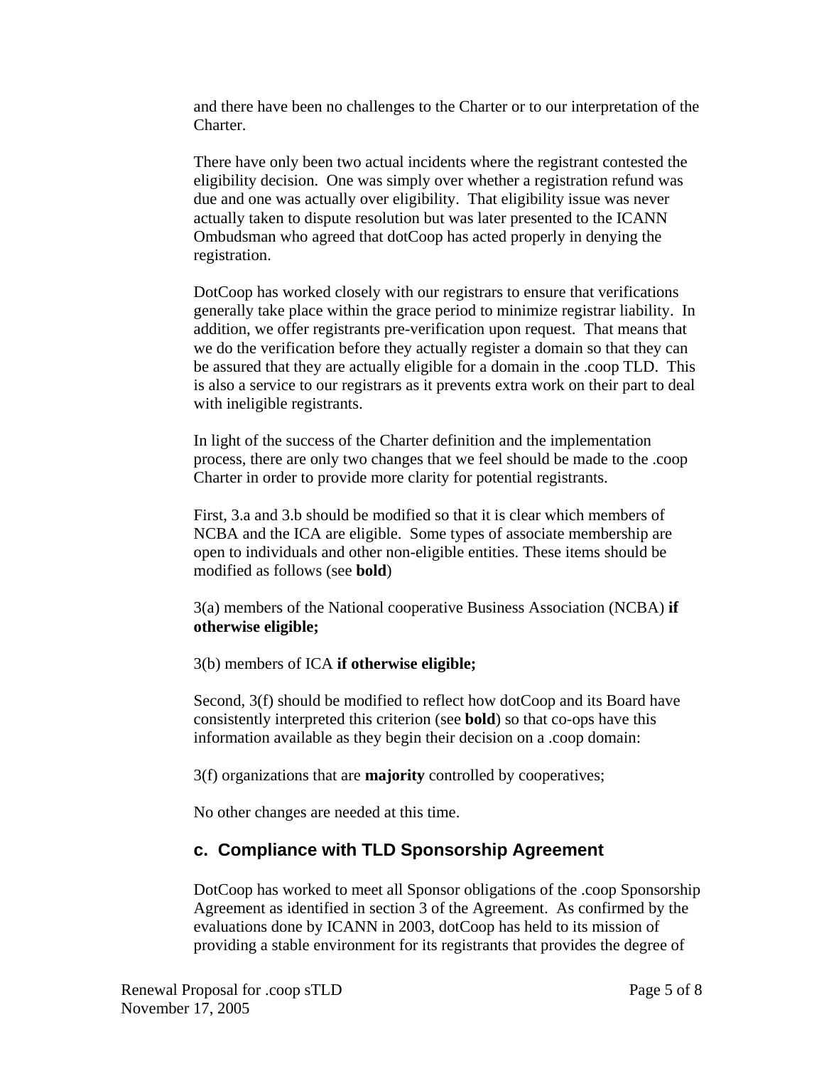and there have been no challenges to the Charter or to our interpretation of the Charter.

There have only been two actual incidents where the registrant contested the eligibility decision. One was simply over whether a registration refund was due and one was actually over eligibility. That eligibility issue was never actually taken to dispute resolution but was later presented to the ICANN Ombudsman who agreed that dotCoop has acted properly in denying the registration.

DotCoop has worked closely with our registrars to ensure that verifications generally take place within the grace period to minimize registrar liability. In addition, we offer registrants pre-verification upon request. That means that we do the verification before they actually register a domain so that they can be assured that they are actually eligible for a domain in the .coop TLD. This is also a service to our registrars as it prevents extra work on their part to deal with ineligible registrants.

In light of the success of the Charter definition and the implementation process, there are only two changes that we feel should be made to the .coop Charter in order to provide more clarity for potential registrants.

First, 3.a and 3.b should be modified so that it is clear which members of NCBA and the ICA are eligible. Some types of associate membership are open to individuals and other non-eligible entities. These items should be modified as follows (see **bold**)

3(a) members of the National cooperative Business Association (NCBA) **if otherwise eligible;**

3(b) members of ICA **if otherwise eligible;**

Second, 3(f) should be modified to reflect how dotCoop and its Board have consistently interpreted this criterion (see **bold**) so that co-ops have this information available as they begin their decision on a .coop domain:

3(f) organizations that are **majority** controlled by cooperatives;

No other changes are needed at this time.

### c. Compliance with TLD Sponsorship Agreement

DotCoop has worked to meet all Sponsor obligations of the .coop Sponsorship Agreement as identified in section 3 of the Agreement. As confirmed by the evaluations done by ICANN in 2003, dotCoop has held to its mission of providing a stable environment for its registrants that provides the degree of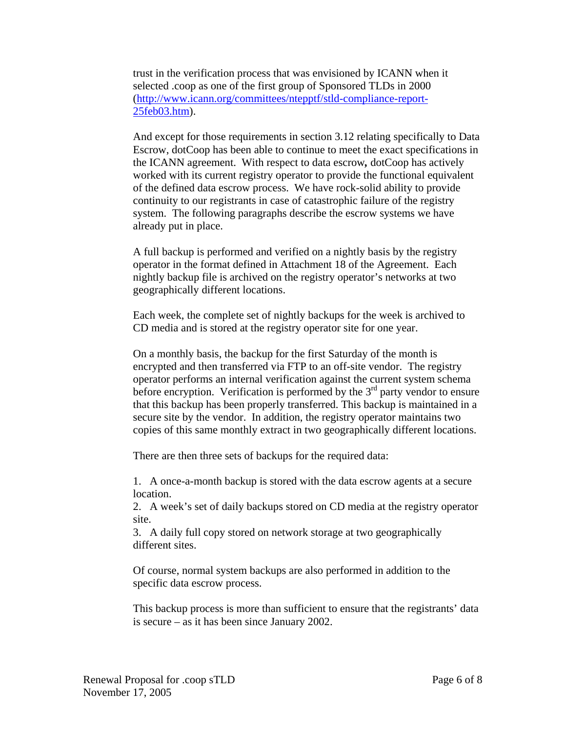trust in the verification process that was envisioned by ICANN when it selected .coop as one of the first group of Sponsored TLDs in 2000 ([http://www.icann.org/committees/ntepptf/stld-compliance-report-25feb03.htm](http://www.icann.org/committees/ntepptf/stld-compliance-report-25feb03.htm)).

And except for those requirements in section 3.12 relating specifically to Data Escrow, dotCoop has been able to continue to meet the exact specifications in the ICANN agreement. With respect to data escrow**,** dotCoop has actively worked with its current registry operator to provide the functional equivalent of the defined data escrow process. We have rock-solid ability to provide continuity to our registrants in case of catastrophic failure of the registry system. The following paragraphs describe the escrow systems we have already put in place.

A full backup is performed and verified on a nightly basis by the registry operator in the format defined in Attachment 18 of the Agreement. Each nightly backup file is archived on the registry operator's networks at two geographically different locations.

Each week, the complete set of nightly backups for the week is archived to CD media and is stored at the registry operator site for one year.

On a monthly basis, the backup for the first Saturday of the month is encrypted and then transferred via FTP to an off-site vendor. The registry operator performs an internal verification against the current system schema before encryption. Verification is performed by the 3rd party vendor to ensure that this backup has been properly transferred. This backup is maintained in a secure site by the vendor. In addition, the registry operator maintains two copies of this same monthly extract in two geographically different locations.

There are then three sets of backups for the required data:

1. A once-a-month backup is stored with the data escrow agents at a secure location.
2. A week's set of daily backups stored on CD media at the registry operator site.
3. A daily full copy stored on network storage at two geographically different sites.

Of course, normal system backups are also performed in addition to the specific data escrow process.

This backup process is more than sufficient to ensure that the registrants' data is secure – as it has been since January 2002.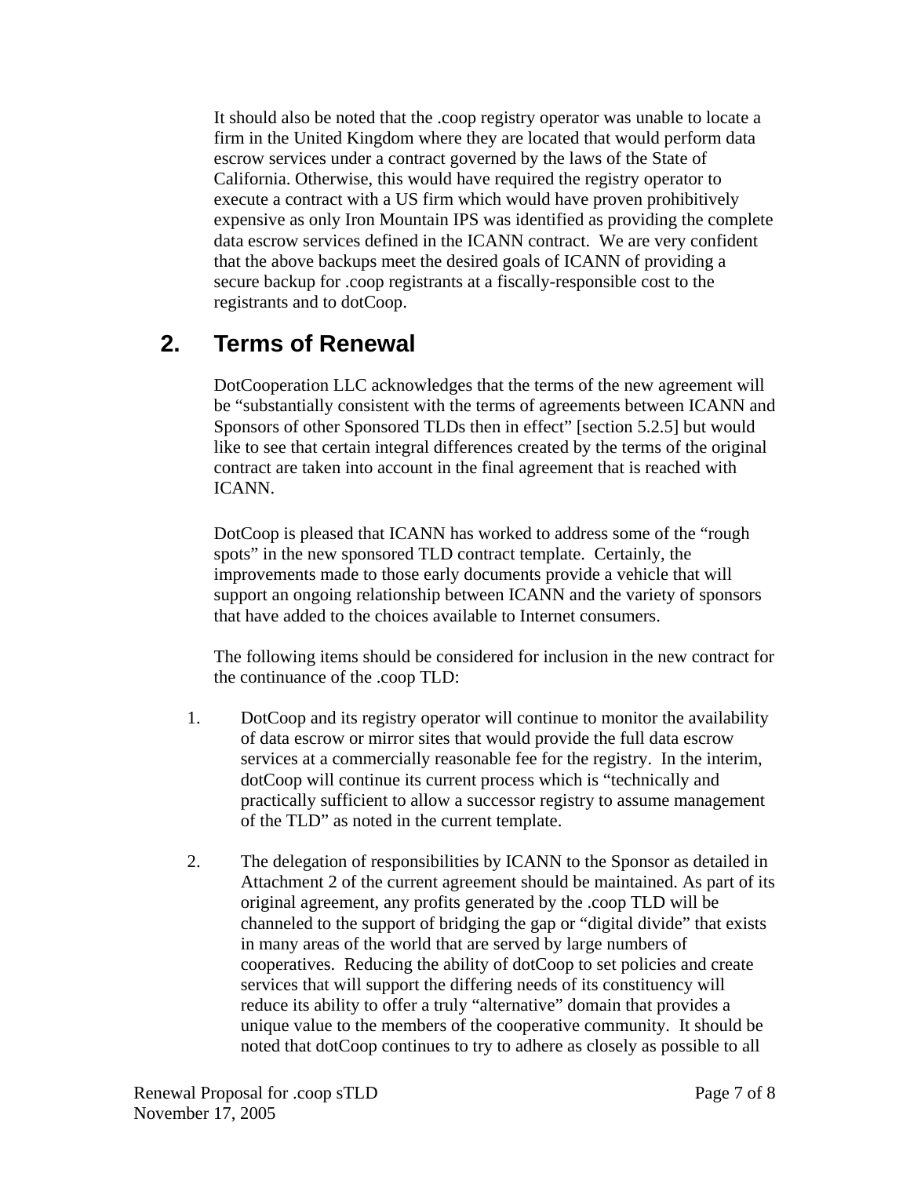It should also be noted that the .coop registry operator was unable to locate a firm in the United Kingdom where they are located that would perform data escrow services under a contract governed by the laws of the State of California. Otherwise, this would have required the registry operator to execute a contract with a US firm which would have proven prohibitively expensive as only Iron Mountain IPS was identified as providing the complete data escrow services defined in the ICANN contract. We are very confident that the above backups meet the desired goals of ICANN of providing a secure backup for .coop registrants at a fiscally-responsible cost to the registrants and to dotCoop.

## 2. Terms of Renewal

DotCooperation LLC acknowledges that the terms of the new agreement will be "substantially consistent with the terms of agreements between ICANN and Sponsors of other Sponsored TLDs then in effect" [section 5.2.5] but would like to see that certain integral differences created by the terms of the original contract are taken into account in the final agreement that is reached with ICANN.

DotCoop is pleased that ICANN has worked to address some of the "rough spots" in the new sponsored TLD contract template. Certainly, the improvements made to those early documents provide a vehicle that will support an ongoing relationship between ICANN and the variety of sponsors that have added to the choices available to Internet consumers.

The following items should be considered for inclusion in the new contract for the continuance of the .coop TLD:

1. DotCoop and its registry operator will continue to monitor the availability of data escrow or mirror sites that would provide the full data escrow services at a commercially reasonable fee for the registry. In the interim, dotCoop will continue its current process which is "technically and practically sufficient to allow a successor registry to assume management of the TLD" as noted in the current template.

2. The delegation of responsibilities by ICANN to the Sponsor as detailed in Attachment 2 of the current agreement should be maintained. As part of its original agreement, any profits generated by the .coop TLD will be channeled to the support of bridging the gap or "digital divide" that exists in many areas of the world that are served by large numbers of cooperatives. Reducing the ability of dotCoop to set policies and create services that will support the differing needs of its constituency will reduce its ability to offer a truly "alternative" domain that provides a unique value to the members of the cooperative community. It should be noted that dotCoop continues to try to adhere as closely as possible to all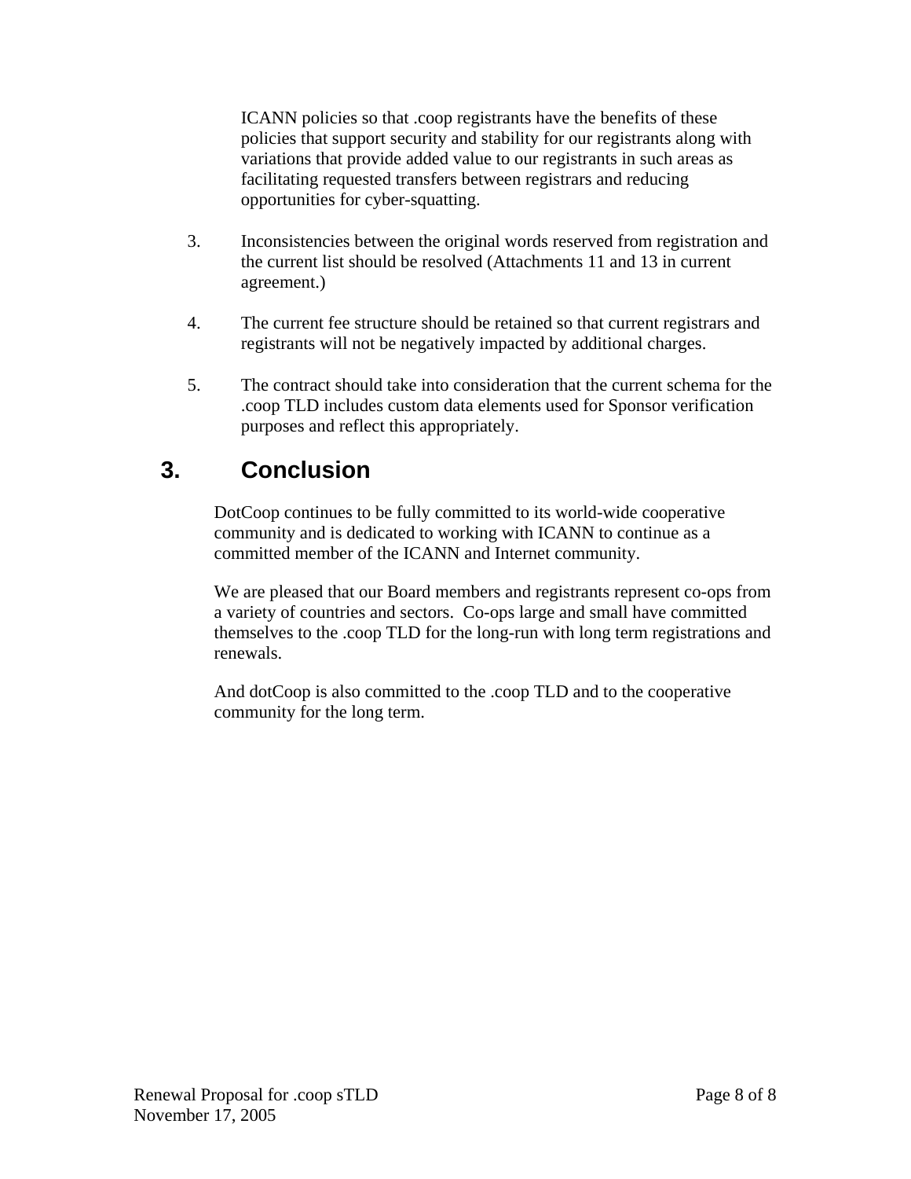ICANN policies so that .coop registrants have the benefits of these policies that support security and stability for our registrants along with variations that provide added value to our registrants in such areas as facilitating requested transfers between registrars and reducing opportunities for cyber-squatting.

3. Inconsistencies between the original words reserved from registration and the current list should be resolved (Attachments 11 and 13 in current agreement.)

4. The current fee structure should be retained so that current registrars and registrants will not be negatively impacted by additional charges.

5. The contract should take into consideration that the current schema for the .coop TLD includes custom data elements used for Sponsor verification purposes and reflect this appropriately.

# 3. Conclusion

DotCoop continues to be fully committed to its world-wide cooperative community and is dedicated to working with ICANN to continue as a committed member of the ICANN and Internet community.

We are pleased that our Board members and registrants represent co-ops from a variety of countries and sectors. Co-ops large and small have committed themselves to the .coop TLD for the long-run with long term registrations and renewals.

And dotCoop is also committed to the .coop TLD and to the cooperative community for the long term.